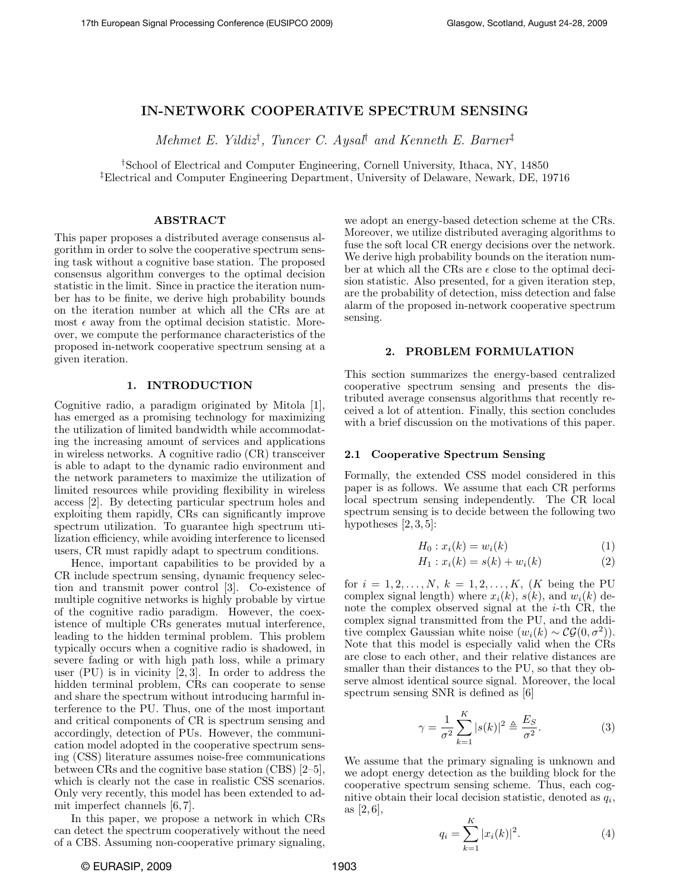# IN-NETWORK COOPERATIVE SPECTRUM SENSING

*Mehmet E. Yildiz*[†], *Tuncer C. Aysal*[†] *and Kenneth E. Barner*[‡]

[†]School of Electrical and Computer Engineering, Cornell University, Ithaca, NY, 14850
[‡]Electrical and Computer Engineering Department, University of Delaware, Newark, DE, 19716

## ABSTRACT

This paper proposes a distributed average consensus algorithm in order to solve the cooperative spectrum sensing task without a cognitive base station. The proposed consensus algorithm converges to the optimal decision statistic in the limit. Since in practice the iteration number has to be finite, we derive high probability bounds on the iteration number at which all the CRs are at most $\epsilon$ away from the optimal decision statistic. Moreover, we compute the performance characteristics of the proposed in-network cooperative spectrum sensing at a given iteration.

## 1. INTRODUCTION

Cognitive radio, a paradigm originated by Mitola [1], has emerged as a promising technology for maximizing the utilization of limited bandwidth while accommodating the increasing amount of services and applications in wireless networks. A cognitive radio (CR) transceiver is able to adapt to the dynamic radio environment and the network parameters to maximize the utilization of limited resources while providing flexibility in wireless access [2]. By detecting particular spectrum holes and exploiting them rapidly, CRs can significantly improve spectrum utilization. To guarantee high spectrum utilization efficiency, while avoiding interference to licensed users, CR must rapidly adapt to spectrum conditions.

Hence, important capabilities to be provided by a CR include spectrum sensing, dynamic frequency selection and transmit power control [3]. Co-existence of multiple cognitive networks is highly probable by virtue of the cognitive radio paradigm. However, the coexistence of multiple CRs generates mutual interference, leading to the hidden terminal problem. This problem typically occurs when a cognitive radio is shadowed, in severe fading or with high path loss, while a primary user (PU) is in vicinity [2, 3]. In order to address the hidden terminal problem, CRs can cooperate to sense and share the spectrum without introducing harmful interference to the PU. Thus, one of the most important and critical components of CR is spectrum sensing and accordingly, detection of PUs. However, the communication model adopted in the cooperative spectrum sensing (CSS) literature assumes noise-free communications between CRs and the cognitive base station (CBS) [2–5], which is clearly not the case in realistic CSS scenarios. Only very recently, this model has been extended to admit imperfect channels [6, 7].

In this paper, we propose a network in which CRs can detect the spectrum cooperatively without the need of a CBS. Assuming non-cooperative primary signaling, we adopt an energy-based detection scheme at the CRs. Moreover, we utilize distributed averaging algorithms to fuse the soft local CR energy decisions over the network. We derive high probability bounds on the iteration number at which all the CRs are $\epsilon$ close to the optimal decision statistic. Also presented, for a given iteration step, are the probability of detection, miss detection and false alarm of the proposed in-network cooperative spectrum sensing.

## 2. PROBLEM FORMULATION

This section summarizes the energy-based centralized cooperative spectrum sensing and presents the distributed average consensus algorithms that recently received a lot of attention. Finally, this section concludes with a brief discussion on the motivations of this paper.

### 2.1 Cooperative Spectrum Sensing

Formally, the extended CSS model considered in this paper is as follows. We assume that each CR performs local spectrum sensing independently. The CR local spectrum sensing is to decide between the following two hypotheses [2, 3, 5]:

$$H_0 : x_i(k) = w_i(k) \tag{1}$$

$$H_1 : x_i(k) = s(k) + w_i(k) \tag{2}$$

for $i = 1, 2, \ldots, N$, $k = 1, 2, \ldots, K$, ($K$ being the PU complex signal length) where $x_i(k)$, $s(k)$, and $w_i(k)$ denote the complex observed signal at the $i$-th CR, the complex signal transmitted from the PU, and the additive complex Gaussian white noise ($w_i(k) \sim \mathcal{CG}(0, \sigma^2)$). Note that this model is especially valid when the CRs are close to each other, and their relative distances are smaller than their distances to the PU, so that they observe almost identical source signal. Moreover, the local spectrum sensing SNR is defined as [6]

$$\gamma = \frac{1}{\sigma^2} \sum_{k=1}^{K} |s(k)|^2 \triangleq \frac{E_S}{\sigma^2}. \tag{3}$$

We assume that the primary signaling is unknown and we adopt energy detection as the building block for the cooperative spectrum sensing scheme. Thus, each cognitive obtain their local decision statistic, denoted as $q_i$, as [2, 6],

$$q_i = \sum_{k=1}^{K} |x_i(k)|^2. \tag{4}$$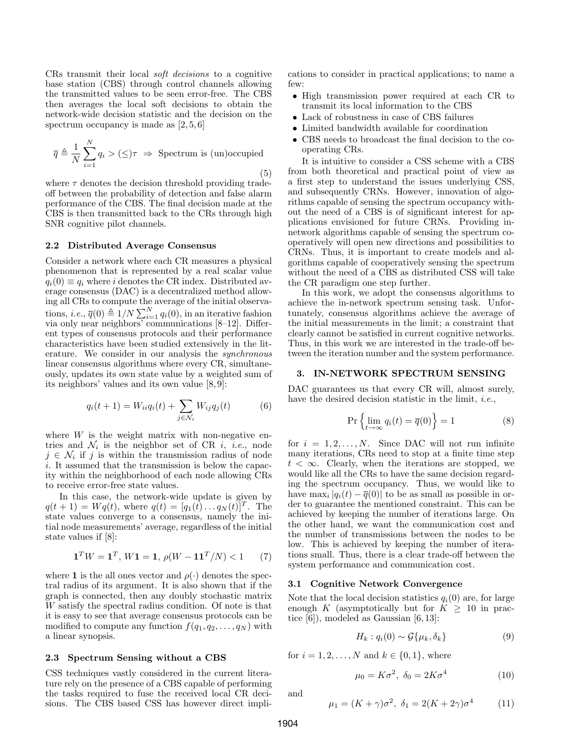CRs transmit their local *soft decisions* to a cognitive base station (CBS) through control channels allowing the transmitted values to be seen error-free. The CBS then averages the local soft decisions to obtain the network-wide decision statistic and the decision on the spectrum occupancy is made as [2, 5, 6]

$$\overline{q} \triangleq \frac{1}{N}\sum_{i=1}^{N} q_i > (\leq) \tau \;\Rightarrow\; \text{Spectrum is (un)occupied} \tag{5}$$

where $\tau$ denotes the decision threshold providing trade-off between the probability of detection and false alarm performance of the CBS. The final decision made at the CBS is then transmitted back to the CRs through high SNR cognitive pilot channels.

### 2.2 Distributed Average Consensus

Consider a network where each CR measures a physical phenomenon that is represented by a real scalar value $q_i(0) \equiv q_i$ where $i$ denotes the CR index. Distributed average consensus (DAC) is a decentralized method allowing all CRs to compute the average of the initial observations, *i.e.*, $\overline{q}(0) \triangleq 1/N \sum_{i=1}^{N} q_i(0)$, in an iterative fashion via only near neighbors' communications [8–12]. Different types of consensus protocols and their performance characteristics have been studied extensively in the literature. We consider in our analysis the *synchronous* linear consensus algorithms where every CR, simultaneously, updates its own state value by a weighted sum of its neighbors' values and its own value [8, 9]:

$$q_i(t+1) = W_{ii} q_i(t) + \sum_{j \in \mathcal{N}_i} W_{ij} q_j(t) \tag{6}$$

where $W$ is the weight matrix with non-negative entries and $\mathcal{N}_i$ is the neighbor set of CR $i$, *i.e.*, node $j \in \mathcal{N}_i$ if $j$ is within the transmission radius of node $i$. It assumed that the transmission is below the capacity within the neighborhood of each node allowing CRs to receive error-free state values.

In this case, the network-wide update is given by $q(t+1) = Wq(t)$, where $q(t) = [q_1(t) \dots q_N(t)]^T$. The state values converge to a consensus, namely the initial node measurements' average, regardless of the initial state values if [8]:

$$\mathbf{1}^T W = \mathbf{1}^T,\; W\mathbf{1} = \mathbf{1},\; \rho(W - \mathbf{1}\mathbf{1}^T/N) < 1 \tag{7}$$

where $\mathbf{1}$ is the all ones vector and $\rho(\cdot)$ denotes the spectral radius of its argument. It is also shown that if the graph is connected, then any doubly stochastic matrix $W$ satisfy the spectral radius condition. Of note is that it is easy to see that average consensus protocols can be modified to compute any function $f(q_1, q_2, \dots, q_N)$ with a linear synopsis.

### 2.3 Spectrum Sensing without a CBS

CSS techniques vastly considered in the current literature rely on the presence of a CBS capable of performing the tasks required to fuse the received local CR decisions. The CBS based CSS has however direct implications to consider in practical applications; to name a few:

- High transmission power required at each CR to transmit its local information to the CBS
- Lack of robustness in case of CBS failures
- Limited bandwidth available for coordination
- CBS needs to broadcast the final decision to the cooperating CRs.

It is intuitive to consider a CSS scheme with a CBS from both theoretical and practical point of view as a first step to understand the issues underlying CSS, and subsequently CRNs. However, innovation of algorithms capable of sensing the spectrum occupancy without the need of a CBS is of significant interest for applications envisioned for future CRNs. Providing in-network algorithms capable of sensing the spectrum cooperatively will open new directions and possibilities to CRNs. Thus, it is important to create models and algorithms capable of cooperatively sensing the spectrum without the need of a CBS as distributed CSS will take the CR paradigm one step further.

In this work, we adopt the consensus algorithms to achieve the in-network spectrum sensing task. Unfortunately, consensus algorithms achieve the average of the initial measurements in the limit; a constraint that clearly cannot be satisfied in current cognitive networks. Thus, in this work we are interested in the trade-off between the iteration number and the system performance.

## 3. IN-NETWORK SPECTRUM SENSING

DAC guarantees us that every CR will, almost surely, have the desired decision statistic in the limit, *i.e.*,

$$\Pr\left\{\lim_{t\to\infty} q_i(t) = \overline{q}(0)\right\} = 1 \tag{8}$$

for $i = 1, 2, \dots, N$. Since DAC will not run infinite many iterations, CRs need to stop at a finite time step $t < \infty$. Clearly, when the iterations are stopped, we would like all the CRs to have the same decision regarding the spectrum occupancy. Thus, we would like to have $\max_i |q_i(t) - \overline{q}(0)|$ to be as small as possible in order to guarantee the mentioned constraint. This can be achieved by keeping the number of iterations large. On the other hand, we want the communication cost and the number of transmissions between the nodes to be low. This is achieved by keeping the number of iterations small. Thus, there is a clear trade-off between the system performance and communication cost.

### 3.1 Cognitive Network Convergence

Note that the local decision statistics $q_i(0)$ are, for large enough $K$ (asymptotically but for $K \geq 10$ in practice [6]), modeled as Gaussian [6, 13]:

$$H_k : q_i(0) \sim \mathcal{G}\{\mu_k, \delta_k\} \tag{9}$$

for $i = 1, 2, \dots, N$ and $k \in \{0, 1\}$, where

$$\mu_0 = K\sigma^2,\; \delta_0 = 2K\sigma^4 \tag{10}$$

and

$$\mu_1 = (K+\gamma)\sigma^2,\; \delta_1 = 2(K+2\gamma)\sigma^4 \tag{11}$$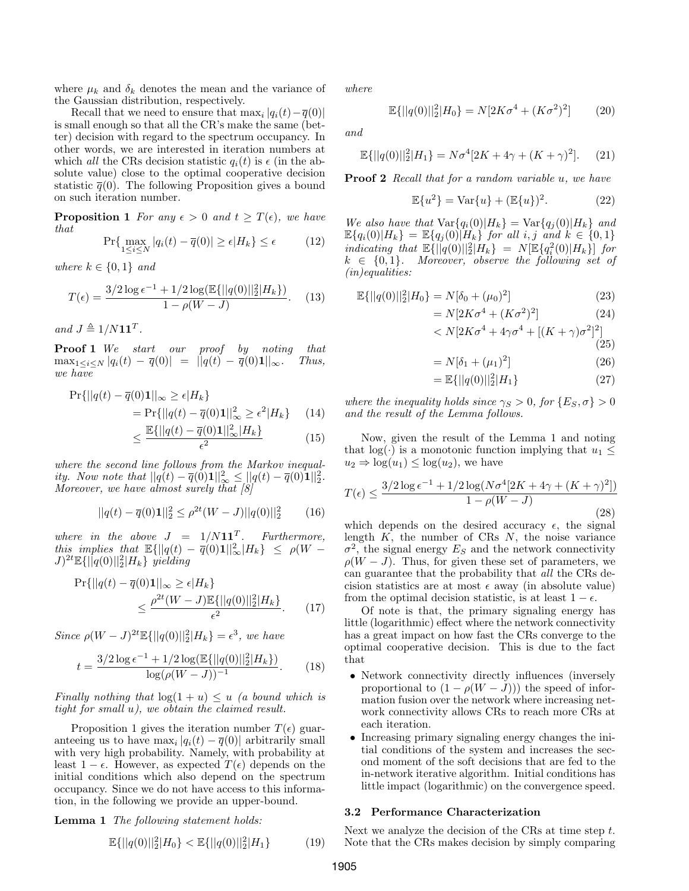where $\mu_k$ and $\delta_k$ denotes the mean and the variance of the Gaussian distribution, respectively.

Recall that we need to ensure that $\max_i |q_i(t) - \overline{q}(0)|$ is small enough so that all the CR's make the same (better) decision with regard to the spectrum occupancy. In other words, we are interested in iteration numbers at which *all* the CRs decision statistic $q_i(t)$ is $\epsilon$ (in the absolute value) close to the optimal cooperative decision statistic $\overline{q}(0)$. The following Proposition gives a bound on such iteration number.

**Proposition 1** *For any $\epsilon > 0$ and $t \geq T(\epsilon)$, we have that*

$$\Pr\{\max_{1 \leq i \leq N} |q_i(t) - \overline{q}(0)| \geq \epsilon | H_k\} \leq \epsilon \tag{12}$$

*where $k \in \{0, 1\}$ and*

$$T(\epsilon) = \frac{3/2 \log \epsilon^{-1} + 1/2 \log(\mathbb{E}\{||q(0)||_2^2 | H_k\})}{1 - \rho(W - J)}. \tag{13}$$

*and $J \triangleq 1/N\mathbf{1}\mathbf{1}^T$.*

**Proof 1** *We start our proof by noting that $\max_{1 \leq i \leq N} |q_i(t) - \overline{q}(0)| = ||q(t) - \overline{q}(0)\mathbf{1}||_\infty$. Thus, we have*

$$\begin{aligned}
\Pr\{||q(t) - \overline{q}(0)\mathbf{1}||_\infty \geq \epsilon | H_k\} \\
= \Pr\{||q(t) - \overline{q}(0)\mathbf{1}||_\infty^2 \geq \epsilon^2 | H_k\} \quad (14) \\
\leq \frac{\mathbb{E}\{||q(t) - \overline{q}(0)\mathbf{1}||_\infty^2 | H_k\}}{\epsilon^2} \quad (15)
\end{aligned}$$

*where the second line follows from the Markov inequality. Now note that $||q(t) - \overline{q}(0)\mathbf{1}||_\infty^2 \leq ||q(t) - \overline{q}(0)\mathbf{1}||_2^2$. Moreover, we have almost surely that [8]*

$$||q(t) - \overline{q}(0)\mathbf{1}||_2^2 \leq \rho^{2t}(W - J)||q(0)||_2^2 \tag{16}$$

*where in the above $J = 1/N\mathbf{1}\mathbf{1}^T$. Furthermore, this implies that $\mathbb{E}\{||q(t) - \overline{q}(0)\mathbf{1}||_\infty^2 | H_k\} \leq \rho(W - J)^{2t}\mathbb{E}\{||q(0)||_2^2 | H_k\}$ yielding*

$$\begin{aligned}
\Pr\{||q(t) - \overline{q}(0)\mathbf{1}||_\infty \geq \epsilon | H_k\} \\
\leq \frac{\rho^{2t}(W - J)\mathbb{E}\{||q(0)||_2^2 | H_k\}}{\epsilon^2}. \quad (17)
\end{aligned}$$

*Since $\rho(W - J)^{2t}\mathbb{E}\{||q(0)||_2^2 | H_k\} = \epsilon^3$, we have*

$$t = \frac{3/2 \log \epsilon^{-1} + 1/2 \log(\mathbb{E}\{||q(0)||_2^2 | H_k\})}{\log(\rho(W - J))^{-1}}. \tag{18}$$

*Finally nothing that $\log(1 + u) \leq u$ (a bound which is tight for small $u$), we obtain the claimed result.*

Proposition 1 gives the iteration number $T(\epsilon)$ guaranteeing us to have $\max_i |q_i(t) - \overline{q}(0)|$ arbitrarily small with very high probability. Namely, with probability at least $1 - \epsilon$. However, as expected $T(\epsilon)$ depends on the initial conditions which also depend on the spectrum occupancy. Since we do not have access to this information, in the following we provide an upper-bound.

**Lemma 1** *The following statement holds:*

$$\mathbb{E}\{||q(0)||_2^2 | H_0\} < \mathbb{E}\{||q(0)||_2^2 | H_1\} \tag{19}$$

*where*

$$\mathbb{E}\{||q(0)||_2^2 | H_0\} = N[2K\sigma^4 + (K\sigma^2)^2] \tag{20}$$

*and*

$$\mathbb{E}\{||q(0)||_2^2 | H_1\} = N\sigma^4[2K + 4\gamma + (K + \gamma)^2]. \tag{21}$$

**Proof 2** *Recall that for a random variable $u$, we have*

$$\mathbb{E}\{u^2\} = \mathrm{Var}\{u\} + (\mathbb{E}\{u\})^2. \tag{22}$$

*We also have that $\mathrm{Var}\{q_i(0)|H_k\} = \mathrm{Var}\{q_j(0)|H_k\}$ and $\mathbb{E}\{q_i(0)|H_k\} = \mathbb{E}\{q_j(0)|H_k\}$ for all $i, j$ and $k \in \{0, 1\}$ indicating that $\mathbb{E}\{||q(0)||_2^2 | H_k\} = N[\mathbb{E}\{q_i^2(0)|H_k\}]$ for $k \in \{0, 1\}$. Moreover, observe the following set of (in)equalities:*

$$\begin{aligned}
\mathbb{E}\{||q(0)||_2^2 | H_0\} &= N[\delta_0 + (\mu_0)^2] && (23) \\
&= N[2K\sigma^4 + (K\sigma^2)^2] && (24) \\
&< N[2K\sigma^4 + 4\gamma\sigma^4 + [(K + \gamma)\sigma^2]^2] && (25) \\
&= N[\delta_1 + (\mu_1)^2] && (26) \\
&= \mathbb{E}\{||q(0)||_2^2 | H_1\} && (27)
\end{aligned}$$

*where the inequality holds since $\gamma_S > 0$, for $\{E_S, \sigma\} > 0$ and the result of the Lemma follows.*

Now, given the result of the Lemma 1 and noting that $\log(\cdot)$ is a monotonic function implying that $u_1 \leq u_2 \Rightarrow \log(u_1) \leq \log(u_2)$, we have

$$T(\epsilon) \leq \frac{3/2 \log \epsilon^{-1} + 1/2 \log(N\sigma^4[2K + 4\gamma + (K + \gamma)^2])}{1 - \rho(W - J)} \tag{28}$$

which depends on the desired accuracy $\epsilon$, the signal length $K$, the number of CRs $N$, the noise variance $\sigma^2$, the signal energy $E_S$ and the network connectivity $\rho(W - J)$. Thus, for given these set of parameters, we can guarantee that the probability that *all* the CRs decision statistics are at most $\epsilon$ away (in absolute value) from the optimal decision statistic, is at least $1 - \epsilon$.

Of note is that, the primary signaling energy has little (logarithmic) effect where the network connectivity has a great impact on how fast the CRs converge to the optimal cooperative decision. This is due to the fact that

- Network connectivity directly influences (inversely proportional to $(1 - \rho(W - J))$) the speed of information fusion over the network where increasing network connectivity allows CRs to reach more CRs at each iteration.
- Increasing primary signaling energy changes the initial conditions of the system and increases the second moment of the soft decisions that are fed to the in-network iterative algorithm. Initial conditions has little impact (logarithmic) on the convergence speed.

### 3.2 Performance Characterization

Next we analyze the decision of the CRs at time step $t$. Note that the CRs makes decision by simply comparing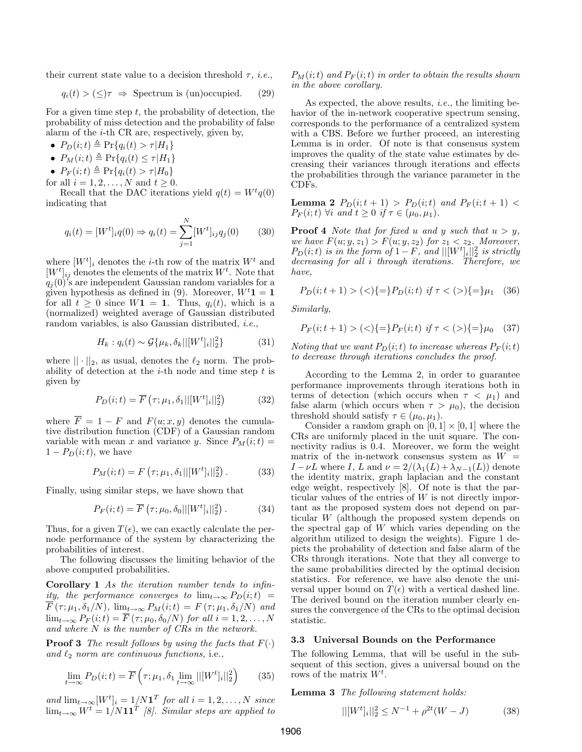their current state value to a decision threshold $\tau$, *i.e.*,

$$q_i(t) > (\le)\tau \Rightarrow \text{ Spectrum is (un)occupied.} \qquad (29)$$

For a given time step $t$, the probability of detection, the probability of miss detection and the probability of false alarm of the $i$-th CR are, respectively, given by,

- $P_D(i;t) \triangleq \Pr\{q_i(t) > \tau | H_1\}$
- $P_M(i;t) \triangleq \Pr\{q_i(t) \le \tau | H_1\}$
- $P_F(i;t) \triangleq \Pr\{q_i(t) > \tau | H_0\}$

for all $i = 1, 2, \ldots, N$ and $t \ge 0$.

Recall that the DAC iterations yield $q(t) = W^t q(0)$ indicating that

$$q_i(t) = [W^t]_i q(0) \Rightarrow q_i(t) = \sum_{j=1}^{N} [W^t]_{ij} q_j(0) \qquad (30)$$

where $[W^t]_i$ denotes the $i$-th row of the matrix $W^t$ and $[W^t]_{ij}$ denotes the elements of the matrix $W^t$. Note that $q_j(0)$'s are independent Gaussian random variables for a given hypothesis as defined in (9). Moreover, $W^t\mathbf{1} = \mathbf{1}$ for all $t \ge 0$ since $W\mathbf{1} = \mathbf{1}$. Thus, $q_i(t)$, which is a (normalized) weighted average of Gaussian distributed random variables, is also Gaussian distributed, *i.e.*,

$$H_k : q_i(t) \sim \mathcal{G}\{\mu_k, \delta_k ||[W^t]_i||_2^2\} \qquad (31)$$

where $||\cdot||_2$, as usual, denotes the $\ell_2$ norm. The probability of detection at the $i$-th node and time step $t$ is given by

$$P_D(i;t) = \overline{F}\left(\tau; \mu_1, \delta_1 ||[W^t]_i||_2^2\right) \qquad (32)$$

where $\overline{F} = 1 - F$ and $F(u; x, y)$ denotes the cumulative distribution function (CDF) of a Gaussian random variable with mean $x$ and variance $y$. Since $P_M(i;t) = 1 - P_D(i;t)$, we have

$$P_M(i;t) = F\left(\tau; \mu_1, \delta_1 ||[W^t]_i||_2^2\right). \qquad (33)$$

Finally, using similar steps, we have shown that

$$P_F(i;t) = \overline{F}\left(\tau; \mu_0, \delta_0 ||[W^t]_i||_2^2\right). \qquad (34)$$

Thus, for a given $T(\epsilon)$, we can exactly calculate the per-node performance of the system by characterizing the probabilities of interest.

The following discusses the limiting behavior of the above computed probabilities.

**Corollary 1** *As the iteration number tends to infinity, the performance converges to* $\lim_{t\to\infty} P_D(i;t) = \overline{F}(\tau; \mu_1, \delta_1/N)$, $\lim_{t\to\infty} P_M(i;t) = F(\tau; \mu_1, \delta_1/N)$ *and* $\lim_{t\to\infty} P_F(i;t) = \overline{F}(\tau; \mu_0, \delta_0/N)$ *for all* $i = 1, 2, \ldots, N$ *and where* $N$ *is the number of CRs in the network.*

**Proof 3** *The result follows by using the facts that* $F(\cdot)$ *and* $\ell_2$ *norm are continuous functions,* i.e.,

$$\lim_{t\to\infty} P_D(i;t) = \overline{F}\left(\tau; \mu_1, \delta_1 \lim_{t\to\infty} ||[W^t]_i||_2^2\right) \qquad (35)$$

*and* $\lim_{t\to\infty}[W^t]_i = 1/N\mathbf{1}^T$ *for all* $i = 1, 2, \ldots, N$ *since* $\lim_{t\to\infty} W^t = 1/N\mathbf{1}\mathbf{1}^T$ *[8]. Similar steps are applied to* $P_M(i;t)$ *and* $P_F(i;t)$ *in order to obtain the results shown in the above corollary.*

As expected, the above results, *i.e.*, the limiting behavior of the in-network cooperative spectrum sensing, corresponds to the performance of a centralized system with a CBS. Before we further proceed, an interesting Lemma is in order. Of note is that consensus system improves the quality of the state value estimates by decreasing their variances through iterations and effects the probabilities through the variance parameter in the CDFs.

**Lemma 2** $P_D(i;t+1) > P_D(i;t)$ *and* $P_F(i;t+1) < P_F(i;t)$ $\forall i$ *and* $t \ge 0$ *if* $\tau \in (\mu_0, \mu_1)$.

**Proof 4** *Note that for fixed* $u$ *and* $y$ *such that* $u > y$, *we have* $F(u; y, z_1) > F(u; y, z_2)$ *for* $z_1 < z_2$. *Moreover,* $P_D(i;t)$ *is in the form of* $1 - F$, *and* $||[W^t]_i||_2^2$ *is strictly decreasing for all* $i$ *through iterations. Therefore, we have,*

$$P_D(i;t+1) > (<)\{=\} P_D(i;t) \text{ if } \tau < (>)\{=\}\mu_1 \qquad (36)$$

*Similarly,*

$$P_F(i;t+1) > (<)\{=\} P_F(i;t) \text{ if } \tau < (>)\{=\}\mu_0 \qquad (37)$$

*Noting that we want* $P_D(i;t)$ *to increase whereas* $P_F(i;t)$ *to decrease through iterations concludes the proof.*

According to the Lemma 2, in order to guarantee performance improvements through iterations both in terms of detection (which occurs when $\tau < \mu_1$) and false alarm (which occurs when $\tau > \mu_0$), the decision threshold should satisfy $\tau \in (\mu_0, \mu_1)$.

Consider a random graph on $[0,1] \times [0,1]$ where the CRs are uniformly placed in the unit square. The connectivity radius is 0.4. Moreover, we form the weight matrix of the in-network consensus system as $W = I - \nu L$ where $I$, $L$ and $\nu = 2/(\lambda_1(L) + \lambda_{N-1}(L))$ denote the identity matrix, graph laplacian and the constant edge weight, respectively [8]. Of note is that the particular values of the entries of $W$ is not directly important as the proposed system does not depend on particular $W$ (although the proposed system depends on the spectral gap of $W$ which varies depending on the algorithm utilized to design the weights). Figure 1 depicts the probability of detection and false alarm of the CRs through iterations. Note that they all converge to the same probabilities directed by the optimal decision statistics. For reference, we have also denote the universal upper bound on $T(\epsilon)$ with a vertical dashed line. The derived bound on the iteration number clearly ensures the convergence of the CRs to the optimal decision statistic.

### 3.3 Universal Bounds on the Performance

The following Lemma, that will be useful in the subsequent of this section, gives a universal bound on the rows of the matrix $W^t$.

**Lemma 3** *The following statement holds:*

$$||[W^t]_i||_2^2 \le N^{-1} + \rho^{2t}(W - J) \qquad (38)$$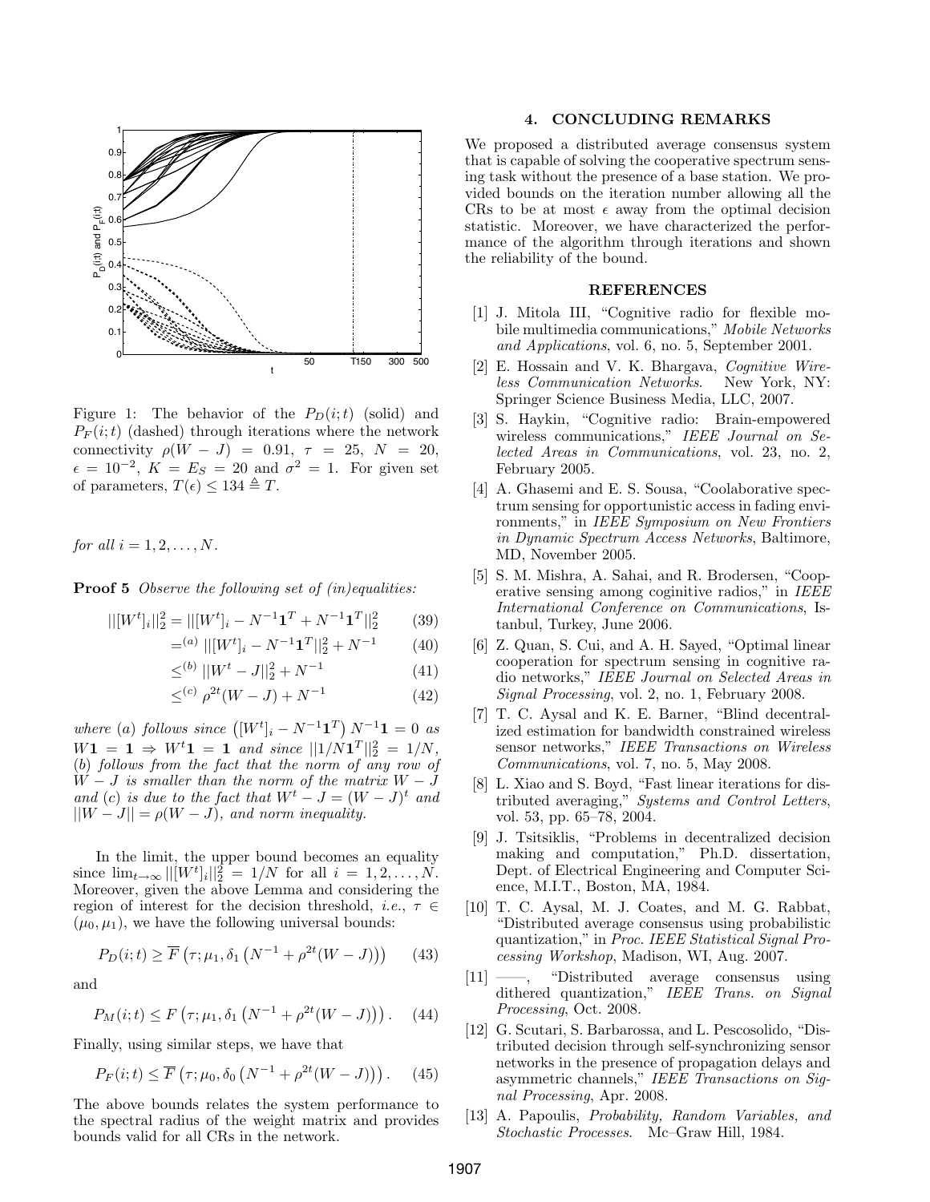1
0.9
0.8
0.7
0.6
0.5
0.4
0.3
0.2
0.1
0

$P_D(i;t)$ and $P_F(i;t)$

50 T150 300 500

t

Figure 1: The behavior of the $P_D(i;t)$ (solid) and $P_F(i;t)$ (dashed) through iterations where the network connectivity $\rho(W-J) = 0.91$, $\tau = 25$, $N = 20$, $\epsilon = 10^{-2}$, $K = E_S = 20$ and $\sigma^2 = 1$. For given set of parameters, $T(\epsilon) \leq 134 \triangleq T$.

*for all* $i = 1, 2, \ldots, N$.

**Proof 5** *Observe the following set of (in)equalities:*

$$||[W^t]_i||_2^2 = ||[W^t]_i - N^{-1}\mathbf{1}^T + N^{-1}\mathbf{1}^T||_2^2 \quad (39)$$

$$=^{(a)} ||[W^t]_i - N^{-1}\mathbf{1}^T||_2^2 + N^{-1} \quad (40)$$

$$\leq^{(b)} ||W^t - J||_2^2 + N^{-1} \quad (41)$$

$$\leq^{(c)} \rho^{2t}(W-J) + N^{-1} \quad (42)$$

*where* (a) *follows since* $\left([W^t]_i - N^{-1}\mathbf{1}^T\right) N^{-1}\mathbf{1} = 0$ *as* $W\mathbf{1} = \mathbf{1} \Rightarrow W^t\mathbf{1} = \mathbf{1}$ *and since* $||1/N\mathbf{1}^T||_2^2 = 1/N$, (b) *follows from the fact that the norm of any row of* $W - J$ *is smaller than the norm of the matrix* $W - J$ *and* (c) *is due to the fact that* $W^t - J = (W-J)^t$ *and* $||W - J|| = \rho(W-J)$*, and norm inequality.*

In the limit, the upper bound becomes an equality since $\lim_{t\to\infty} ||[W^t]_i||_2^2 = 1/N$ for all $i = 1, 2, \ldots, N$. Moreover, given the above Lemma and considering the region of interest for the decision threshold, *i.e.*, $\tau \in (\mu_0, \mu_1)$, we have the following universal bounds:

$$P_D(i;t) \geq \overline{F}\left(\tau; \mu_1, \delta_1\left(N^{-1} + \rho^{2t}(W-J)\right)\right) \quad (43)$$

and

$$P_M(i;t) \leq F\left(\tau; \mu_1, \delta_1\left(N^{-1} + \rho^{2t}(W-J)\right)\right). \quad (44)$$

Finally, using similar steps, we have that

$$P_F(i;t) \leq \overline{F}\left(\tau; \mu_0, \delta_0\left(N^{-1} + \rho^{2t}(W-J)\right)\right). \quad (45)$$

The above bounds relates the system performance to the spectral radius of the weight matrix and provides bounds valid for all CRs in the network.

## 4. CONCLUDING REMARKS

We proposed a distributed average consensus system that is capable of solving the cooperative spectrum sensing task without the presence of a base station. We provided bounds on the iteration number allowing all the CRs to be at most $\epsilon$ away from the optimal decision statistic. Moreover, we have characterized the performance of the algorithm through iterations and shown the reliability of the bound.

## REFERENCES

[1] J. Mitola III, "Cognitive radio for flexible mobile multimedia communications," *Mobile Networks and Applications*, vol. 6, no. 5, September 2001.

[2] E. Hossain and V. K. Bhargava, *Cognitive Wireless Communication Networks*. New York, NY: Springer Science Business Media, LLC, 2007.

[3] S. Haykin, "Cognitive radio: Brain-empowered wireless communications," *IEEE Journal on Selected Areas in Communications*, vol. 23, no. 2, February 2005.

[4] A. Ghasemi and E. S. Sousa, "Coolaborative spectrum sensing for opportunistic access in fading environments," in *IEEE Symposium on New Frontiers in Dynamic Spectrum Access Networks*, Baltimore, MD, November 2005.

[5] S. M. Mishra, A. Sahai, and R. Brodersen, "Cooperative sensing among coginitive radios," in *IEEE International Conference on Communications*, Istanbul, Turkey, June 2006.

[6] Z. Quan, S. Cui, and A. H. Sayed, "Optimal linear cooperation for spectrum sensing in cognitive radio networks," *IEEE Journal on Selected Areas in Signal Processing*, vol. 2, no. 1, February 2008.

[7] T. C. Aysal and K. E. Barner, "Blind decentralized estimation for bandwidth constrained wireless sensor networks," *IEEE Transactions on Wireless Communications*, vol. 7, no. 5, May 2008.

[8] L. Xiao and S. Boyd, "Fast linear iterations for distributed averaging," *Systems and Control Letters*, vol. 53, pp. 65–78, 2004.

[9] J. Tsitsiklis, "Problems in decentralized decision making and computation," Ph.D. dissertation, Dept. of Electrical Engineering and Computer Science, M.I.T., Boston, MA, 1984.

[10] T. C. Aysal, M. J. Coates, and M. G. Rabbat, "Distributed average consensus using probabilistic quantization," in *Proc. IEEE Statistical Signal Processing Workshop*, Madison, WI, Aug. 2007.

[11] ——, "Distributed average consensus using dithered quantization," *IEEE Trans. on Signal Processing*, Oct. 2008.

[12] G. Scutari, S. Barbarossa, and L. Pescosolido, "Distributed decision through self-synchronizing sensor networks in the presence of propagation delays and asymmetric channels," *IEEE Transactions on Signal Processing*, Apr. 2008.

[13] A. Papoulis, *Probability, Random Variables, and Stochastic Processes*. Mc–Graw Hill, 1984.